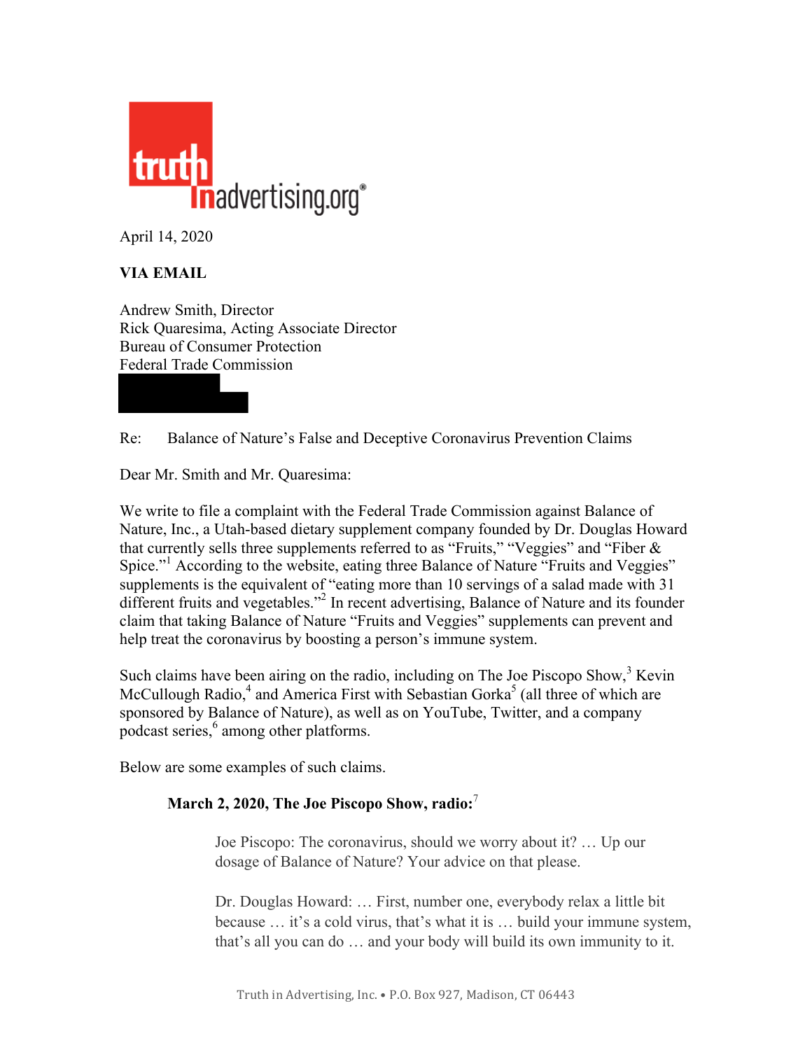truth in advertising.org®

April 14, 2020

**VIA EMAIL**

Andrew Smith, Director
Rick Quaresima, Acting Associate Director
Bureau of Consumer Protection
Federal Trade Commission

Re: Balance of Nature's False and Deceptive Coronavirus Prevention Claims

Dear Mr. Smith and Mr. Quaresima:

We write to file a complaint with the Federal Trade Commission against Balance of Nature, Inc., a Utah-based dietary supplement company founded by Dr. Douglas Howard that currently sells three supplements referred to as "Fruits," "Veggies" and "Fiber & Spice."[1] According to the website, eating three Balance of Nature "Fruits and Veggies" supplements is the equivalent of "eating more than 10 servings of a salad made with 31 different fruits and vegetables."[2] In recent advertising, Balance of Nature and its founder claim that taking Balance of Nature "Fruits and Veggies" supplements can prevent and help treat the coronavirus by boosting a person's immune system.

Such claims have been airing on the radio, including on The Joe Piscopo Show,[3] Kevin McCullough Radio,[4] and America First with Sebastian Gorka[5] (all three of which are sponsored by Balance of Nature), as well as on YouTube, Twitter, and a company podcast series,[6] among other platforms.

Below are some examples of such claims.

**March 2, 2020, The Joe Piscopo Show, radio:**[7]

> Joe Piscopo: The coronavirus, should we worry about it? … Up our dosage of Balance of Nature? Your advice on that please.
>
> Dr. Douglas Howard: … First, number one, everybody relax a little bit because … it's a cold virus, that's what it is … build your immune system, that's all you can do … and your body will build its own immunity to it.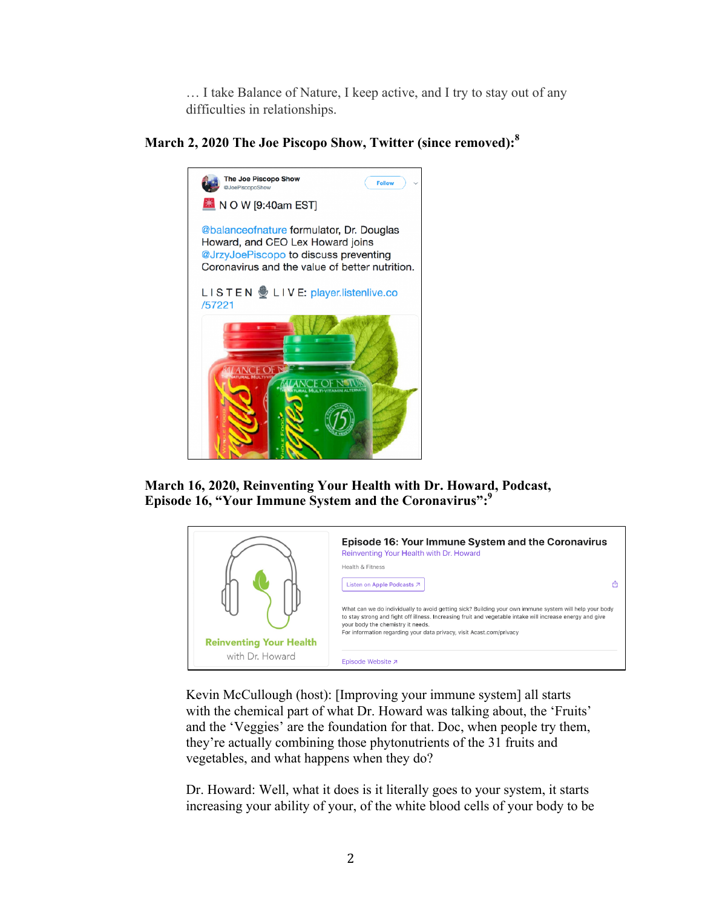… I take Balance of Nature, I keep active, and I try to stay out of any difficulties in relationships.

**March 2, 2020 The Joe Piscopo Show, Twitter (since removed):**[8]

The Joe Piscopo Show
@JoePiscopoShow

N O W [9:40am EST]

@balanceofnature formulator, Dr. Douglas Howard, and CEO Lex Howard joins @JrzyJoePiscopo to discuss preventing Coronavirus and the value of better nutrition.

L I S T E N L I V E: player.listenlive.co/57221

**March 16, 2020, Reinventing Your Health with Dr. Howard, Podcast, Episode 16, "Your Immune System and the Coronavirus":**[9]

Episode 16: Your Immune System and the Coronavirus
Reinventing Your Health with Dr. Howard
Health & Fitness
Listen on Apple Podcasts

What can we do individually to avoid getting sick? Building your own immune system will help your body to stay strong and fight off illness. Increasing fruit and vegetable intake will increase energy and give your body the chemistry it needs.
For information regarding your data privacy, visit Acast.com/privacy

Episode Website

Kevin McCullough (host): [Improving your immune system] all starts with the chemical part of what Dr. Howard was talking about, the 'Fruits' and the 'Veggies' are the foundation for that. Doc, when people try them, they're actually combining those phytonutrients of the 31 fruits and vegetables, and what happens when they do?

Dr. Howard: Well, what it does is it literally goes to your system, it starts increasing your ability of your, of the white blood cells of your body to be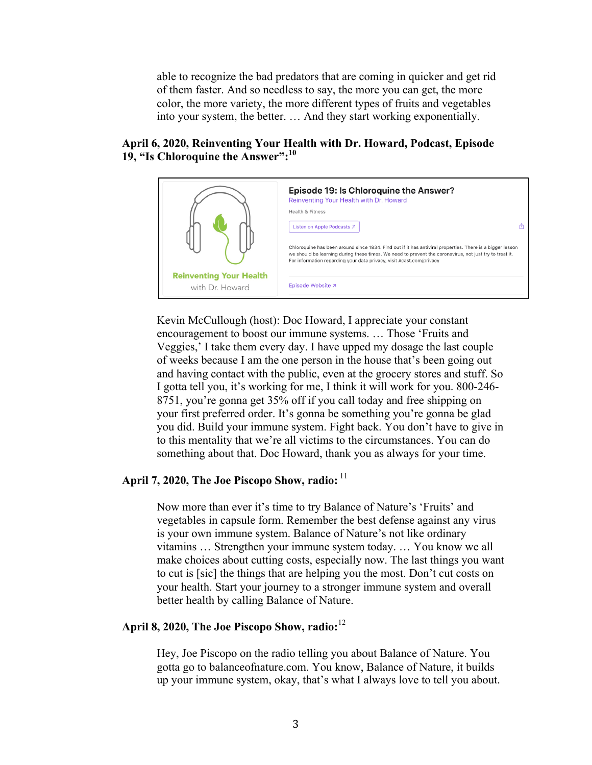able to recognize the bad predators that are coming in quicker and get rid of them faster. And so needless to say, the more you can get, the more color, the more variety, the more different types of fruits and vegetables into your system, the better. … And they start working exponentially.

**April 6, 2020, Reinventing Your Health with Dr. Howard, Podcast, Episode 19, "Is Chloroquine the Answer":**[10]

Reinventing Your Health with Dr. Howard

**Episode 19: Is Chloroquine the Answer?**
Reinventing Your Health with Dr. Howard
Health & Fitness
Listen on Apple Podcasts ↗

Chloroquine has been around since 1934. Find out if it has antiviral properties. There is a bigger lesson we should be learning during these times. We need to prevent the coronavirus, not just try to treat it. For information regarding your data privacy, visit Acast.com/privacy

Episode Website ↗

Kevin McCullough (host): Doc Howard, I appreciate your constant encouragement to boost our immune systems. … Those 'Fruits and Veggies,' I take them every day. I have upped my dosage the last couple of weeks because I am the one person in the house that's been going out and having contact with the public, even at the grocery stores and stuff. So I gotta tell you, it's working for me, I think it will work for you. 800-246-8751, you're gonna get 35% off if you call today and free shipping on your first preferred order. It's gonna be something you're gonna be glad you did. Build your immune system. Fight back. You don't have to give in to this mentality that we're all victims to the circumstances. You can do something about that. Doc Howard, thank you as always for your time.

**April 7, 2020, The Joe Piscopo Show, radio:**[11]

Now more than ever it's time to try Balance of Nature's 'Fruits' and vegetables in capsule form. Remember the best defense against any virus is your own immune system. Balance of Nature's not like ordinary vitamins … Strengthen your immune system today. … You know we all make choices about cutting costs, especially now. The last things you want to cut is [sic] the things that are helping you the most. Don't cut costs on your health. Start your journey to a stronger immune system and overall better health by calling Balance of Nature.

**April 8, 2020, The Joe Piscopo Show, radio:**[12]

Hey, Joe Piscopo on the radio telling you about Balance of Nature. You gotta go to balanceofnature.com. You know, Balance of Nature, it builds up your immune system, okay, that's what I always love to tell you about.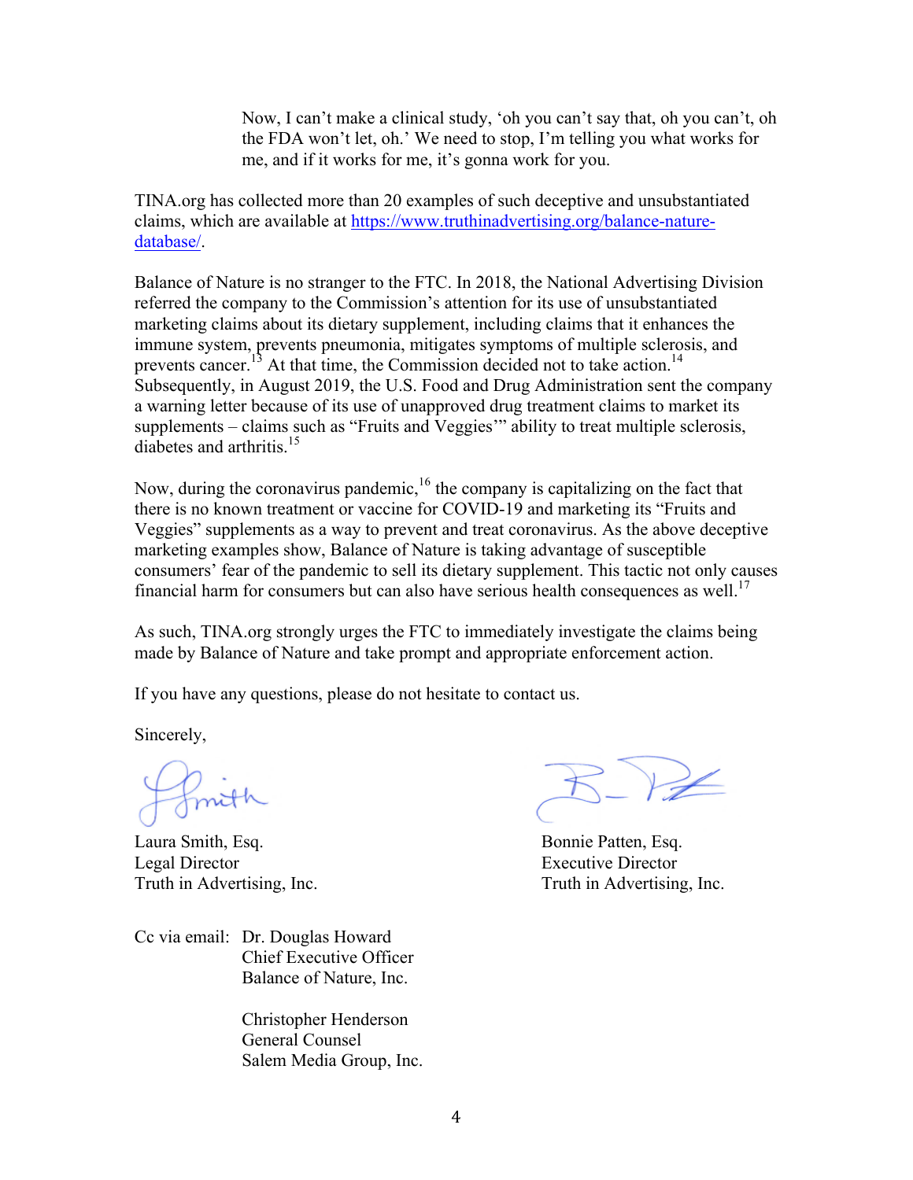> Now, I can't make a clinical study, 'oh you can't say that, oh you can't, oh the FDA won't let, oh.' We need to stop, I'm telling you what works for me, and if it works for me, it's gonna work for you.

TINA.org has collected more than 20 examples of such deceptive and unsubstantiated claims, which are available at https://www.truthinadvertising.org/balance-nature-database/.

Balance of Nature is no stranger to the FTC. In 2018, the National Advertising Division referred the company to the Commission's attention for its use of unsubstantiated marketing claims about its dietary supplement, including claims that it enhances the immune system, prevents pneumonia, mitigates symptoms of multiple sclerosis, and prevents cancer.[13] At that time, the Commission decided not to take action.[14] Subsequently, in August 2019, the U.S. Food and Drug Administration sent the company a warning letter because of its use of unapproved drug treatment claims to market its supplements – claims such as "Fruits and Veggies'" ability to treat multiple sclerosis, diabetes and arthritis.[15]

Now, during the coronavirus pandemic,[16] the company is capitalizing on the fact that there is no known treatment or vaccine for COVID-19 and marketing its "Fruits and Veggies" supplements as a way to prevent and treat coronavirus. As the above deceptive marketing examples show, Balance of Nature is taking advantage of susceptible consumers' fear of the pandemic to sell its dietary supplement. This tactic not only causes financial harm for consumers but can also have serious health consequences as well.[17]

As such, TINA.org strongly urges the FTC to immediately investigate the claims being made by Balance of Nature and take prompt and appropriate enforcement action.

If you have any questions, please do not hesitate to contact us.

Sincerely,

Laura Smith, Esq.
Legal Director
Truth in Advertising, Inc.

Bonnie Patten, Esq.
Executive Director
Truth in Advertising, Inc.

Cc via email: Dr. Douglas Howard
Chief Executive Officer
Balance of Nature, Inc.

Christopher Henderson
General Counsel
Salem Media Group, Inc.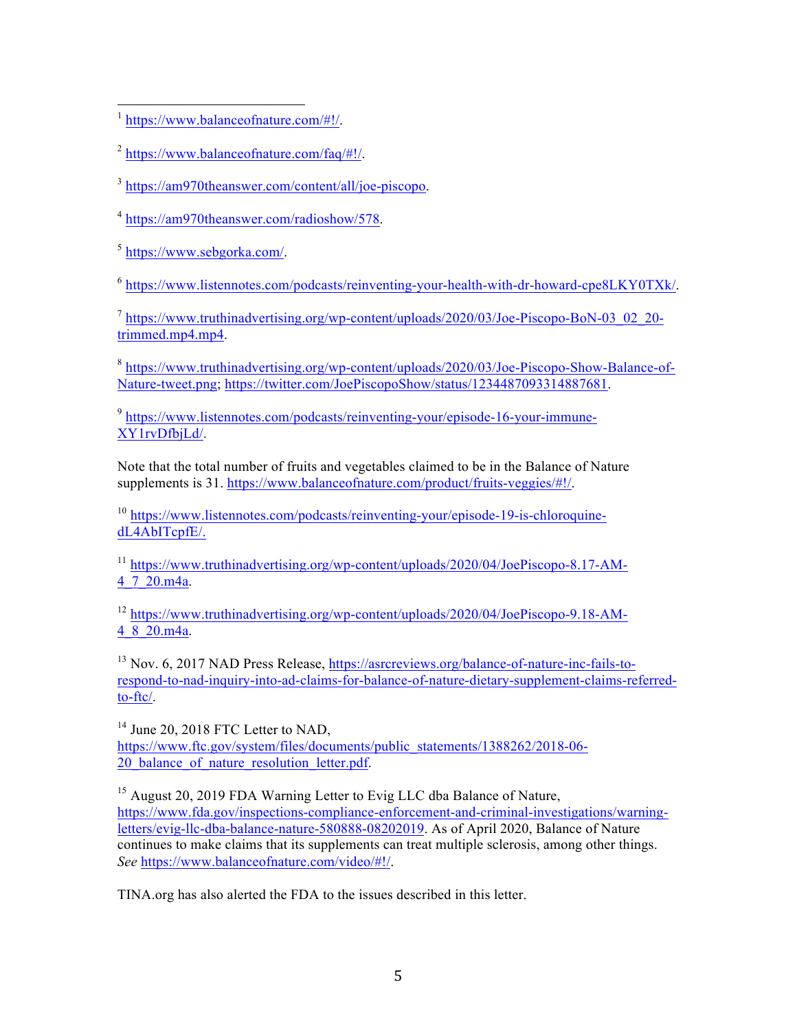[1] https://www.balanceofnature.com/#!/.

[2] https://www.balanceofnature.com/faq/#!/.

[3] https://am970theanswer.com/content/all/joe-piscopo.

[4] https://am970theanswer.com/radioshow/578.

[5] https://www.sebgorka.com/.

[6] https://www.listennotes.com/podcasts/reinventing-your-health-with-dr-howard-cpe8LKY0TXk/.

[7] https://www.truthinadvertising.org/wp-content/uploads/2020/03/Joe-Piscopo-BoN-03_02_20-trimmed.mp4.mp4.

[8] https://www.truthinadvertising.org/wp-content/uploads/2020/03/Joe-Piscopo-Show-Balance-of-Nature-tweet.png; https://twitter.com/JoePiscopoShow/status/1234487093314887681.

[9] https://www.listennotes.com/podcasts/reinventing-your/episode-16-your-immune-XY1rvDfbjLd/.

Note that the total number of fruits and vegetables claimed to be in the Balance of Nature supplements is 31. https://www.balanceofnature.com/product/fruits-veggies/#!/.

[10] https://www.listennotes.com/podcasts/reinventing-your/episode-19-is-chloroquine-dL4AbITcpfE/.

[11] https://www.truthinadvertising.org/wp-content/uploads/2020/04/JoePiscopo-8.17-AM-4_7_20.m4a.

[12] https://www.truthinadvertising.org/wp-content/uploads/2020/04/JoePiscopo-9.18-AM-4_8_20.m4a.

[13] Nov. 6, 2017 NAD Press Release, https://asrcreviews.org/balance-of-nature-inc-fails-to-respond-to-nad-inquiry-into-ad-claims-for-balance-of-nature-dietary-supplement-claims-referred-to-ftc/.

[14] June 20, 2018 FTC Letter to NAD, https://www.ftc.gov/system/files/documents/public_statements/1388262/2018-06-20_balance_of_nature_resolution_letter.pdf.

[15] August 20, 2019 FDA Warning Letter to Evig LLC dba Balance of Nature, https://www.fda.gov/inspections-compliance-enforcement-and-criminal-investigations/warning-letters/evig-llc-dba-balance-nature-580888-08202019. As of April 2020, Balance of Nature continues to make claims that its supplements can treat multiple sclerosis, among other things. *See* https://www.balanceofnature.com/video/#!/.

TINA.org has also alerted the FDA to the issues described in this letter.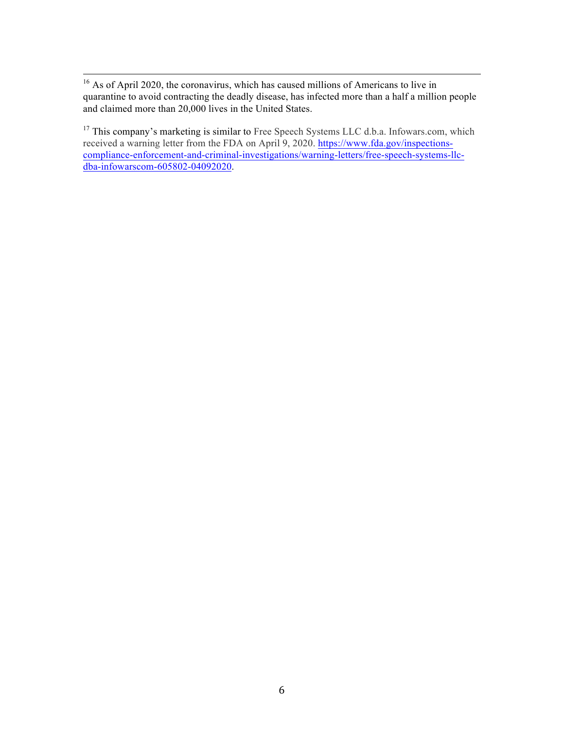[16] As of April 2020, the coronavirus, which has caused millions of Americans to live in quarantine to avoid contracting the deadly disease, has infected more than a half a million people and claimed more than 20,000 lives in the United States.

[17] This company's marketing is similar to Free Speech Systems LLC d.b.a. Infowars.com, which received a warning letter from the FDA on April 9, 2020. https://www.fda.gov/inspections-compliance-enforcement-and-criminal-investigations/warning-letters/free-speech-systems-llc-dba-infowarscom-605802-04092020.